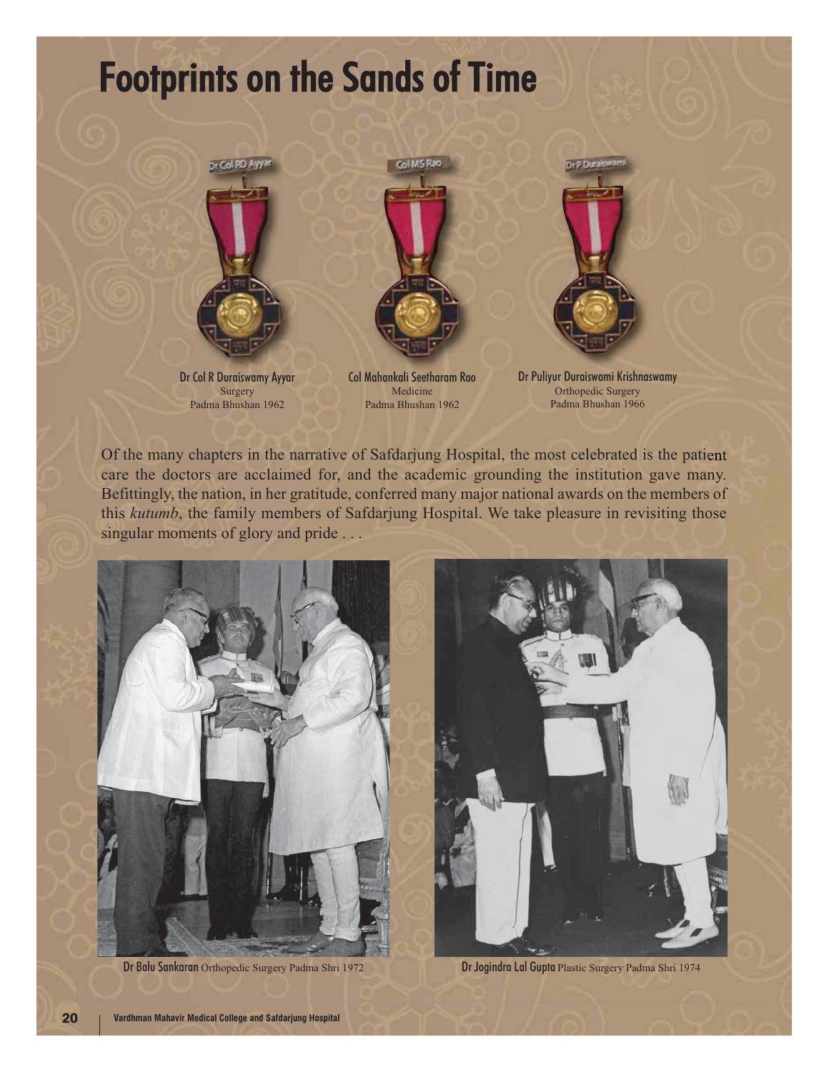# Footprints on the Sands of Time

**Dr Col R Duraiswamy Ayyar**
Surgery
Padma Bhushan 1962

**Col Mahankali Seetharam Rao**
Medicine
Padma Bhushan 1962

**Dr Puliyur Duraiswami Krishnaswamy**
Orthopedic Surgery
Padma Bhushan 1966

Of the many chapters in the narrative of Safdarjung Hospital, the most celebrated is the patient care the doctors are acclaimed for, and the academic grounding the institution gave many. Befittingly, the nation, in her gratitude, conferred many major national awards on the members of this *kutumb*, the family members of Safdarjung Hospital. We take pleasure in revisiting those singular moments of glory and pride . . .

**Dr Balu Sankaran** Orthopedic Surgery Padma Shri 1972

**Dr Jogindra Lal Gupta** Plastic Surgery Padma Shri 1974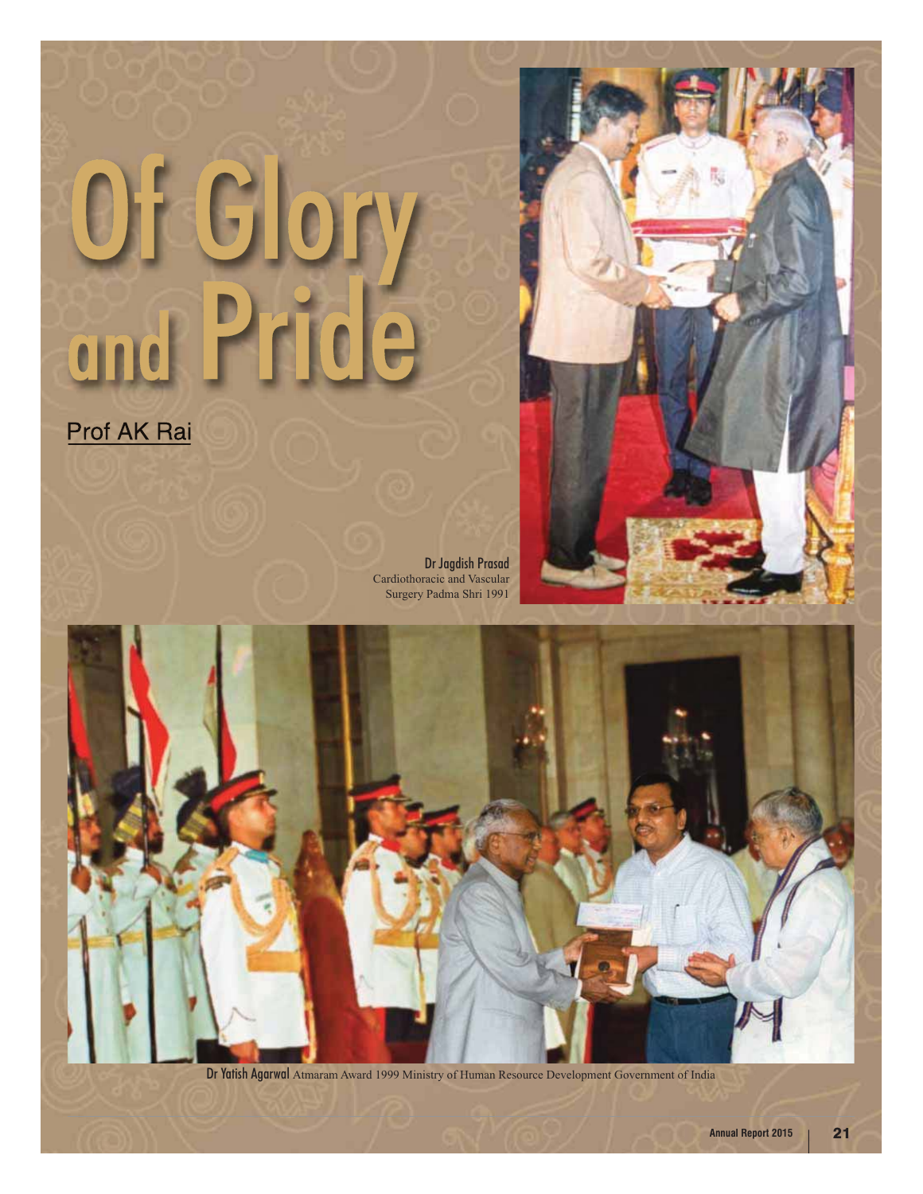# Of Glory and Pride

Prof AK Rai

**Dr Jagdish Prasad**
Cardiothoracic and Vascular Surgery Padma Shri 1991

**Dr Yatish Agarwal** Atmaram Award 1999 Ministry of Human Resource Development Government of India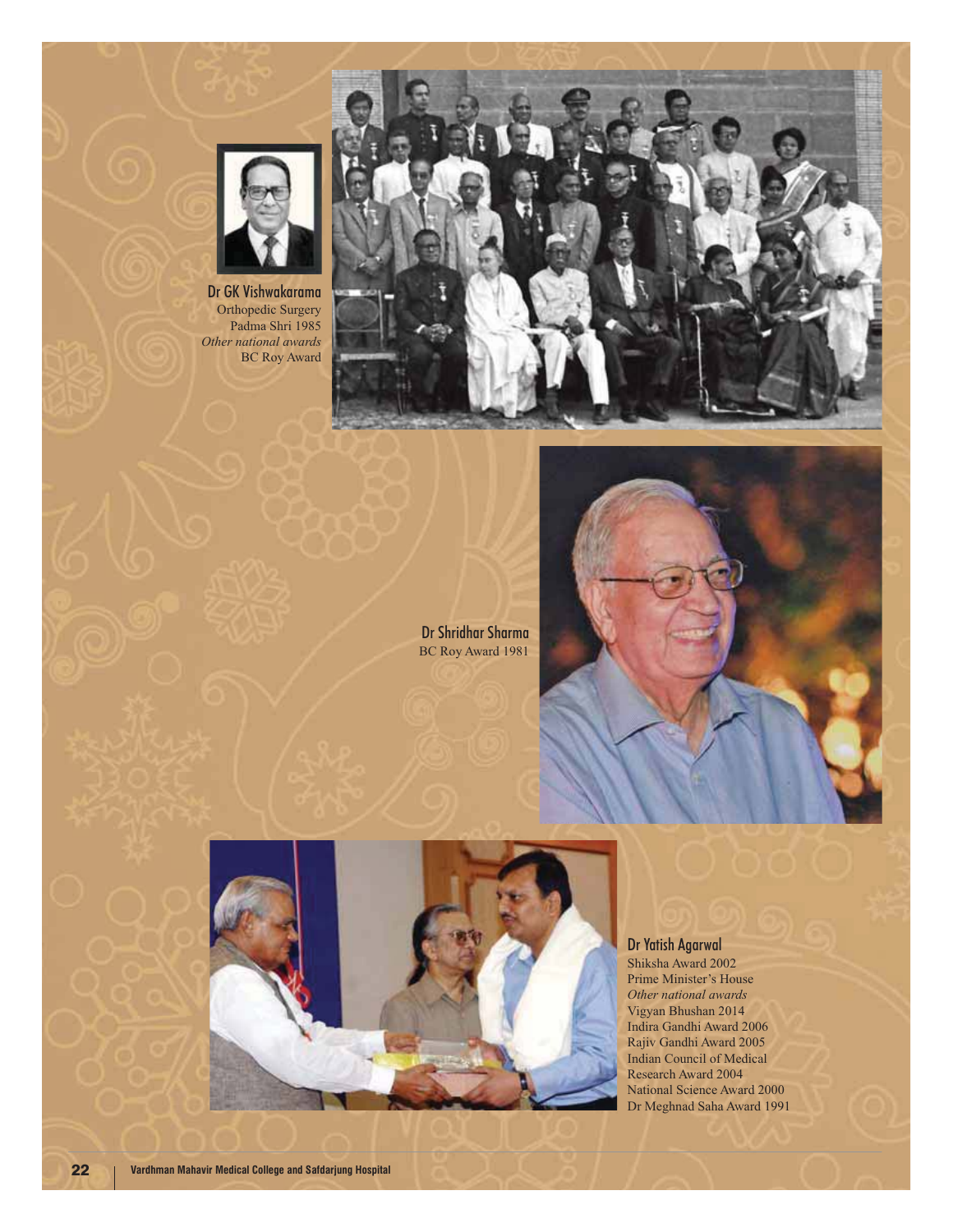**Dr GK Vishwakarama**
Orthopedic Surgery
Padma Shri 1985
*Other national awards*
BC Roy Award

**Dr Shridhar Sharma**
BC Roy Award 1981

**Dr Yatish Agarwal**
Shiksha Award 2002
Prime Minister's House
*Other national awards*
Vigyan Bhushan 2014
Indira Gandhi Award 2006
Rajiv Gandhi Award 2005
Indian Council of Medical Research Award 2004
National Science Award 2000
Dr Meghnad Saha Award 1991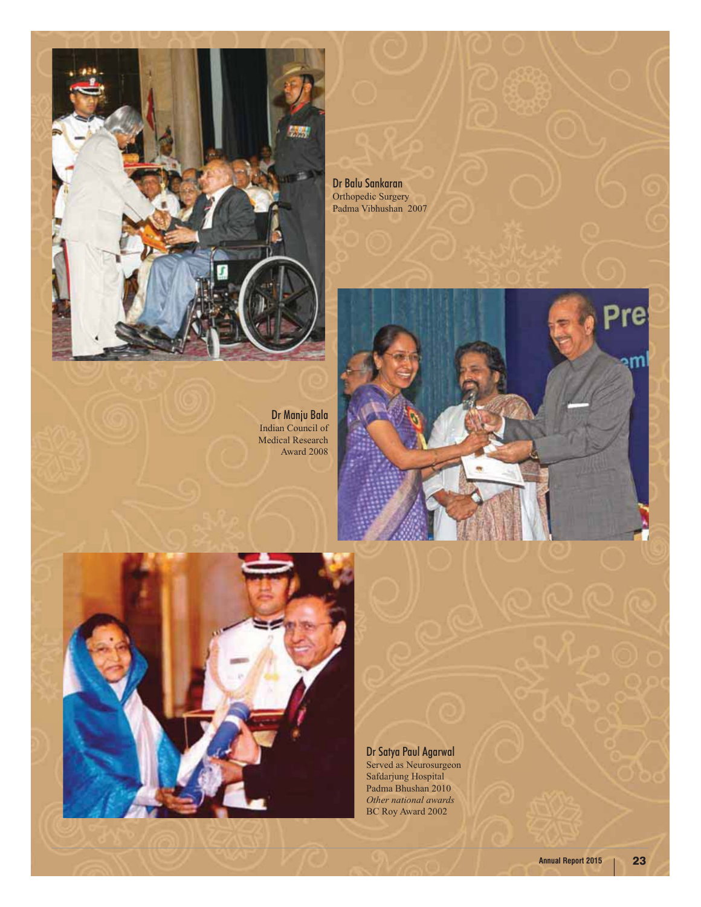**Dr Balu Sankaran**
Orthopedic Surgery
Padma Vibhushan 2007

**Dr Manju Bala**
Indian Council of
Medical Research
Award 2008

**Dr Satya Paul Agarwal**
Served as Neurosurgeon
Safdarjung Hospital
Padma Bhushan 2010
*Other national awards*
BC Roy Award 2002